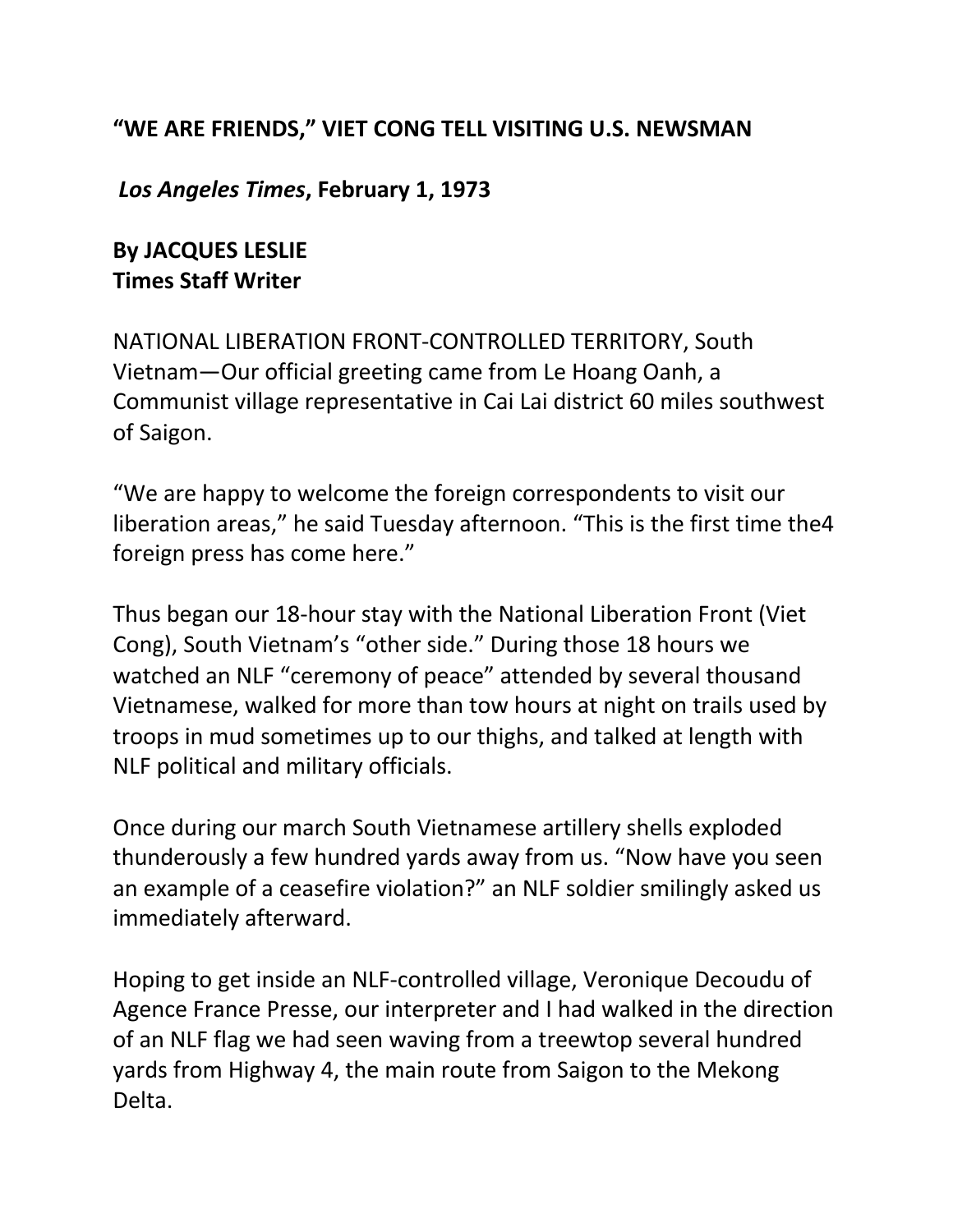**"WE ARE FRIENDS," VIET CONG TELL VISITING U.S. NEWSMAN**

***Los Angeles Times*, February 1, 1973**

**By JACQUES LESLIE**
**Times Staff Writer**

NATIONAL LIBERATION FRONT-CONTROLLED TERRITORY, South Vietnam—Our official greeting came from Le Hoang Oanh, a Communist village representative in Cai Lai district 60 miles southwest of Saigon.

"We are happy to welcome the foreign correspondents to visit our liberation areas," he said Tuesday afternoon. "This is the first time the4 foreign press has come here."

Thus began our 18-hour stay with the National Liberation Front (Viet Cong), South Vietnam's "other side." During those 18 hours we watched an NLF "ceremony of peace" attended by several thousand Vietnamese, walked for more than tow hours at night on trails used by troops in mud sometimes up to our thighs, and talked at length with NLF political and military officials.

Once during our march South Vietnamese artillery shells exploded thunderously a few hundred yards away from us. "Now have you seen an example of a ceasefire violation?" an NLF soldier smilingly asked us immediately afterward.

Hoping to get inside an NLF-controlled village, Veronique Decoudu of Agence France Presse, our interpreter and I had walked in the direction of an NLF flag we had seen waving from a treewtop several hundred yards from Highway 4, the main route from Saigon to the Mekong Delta.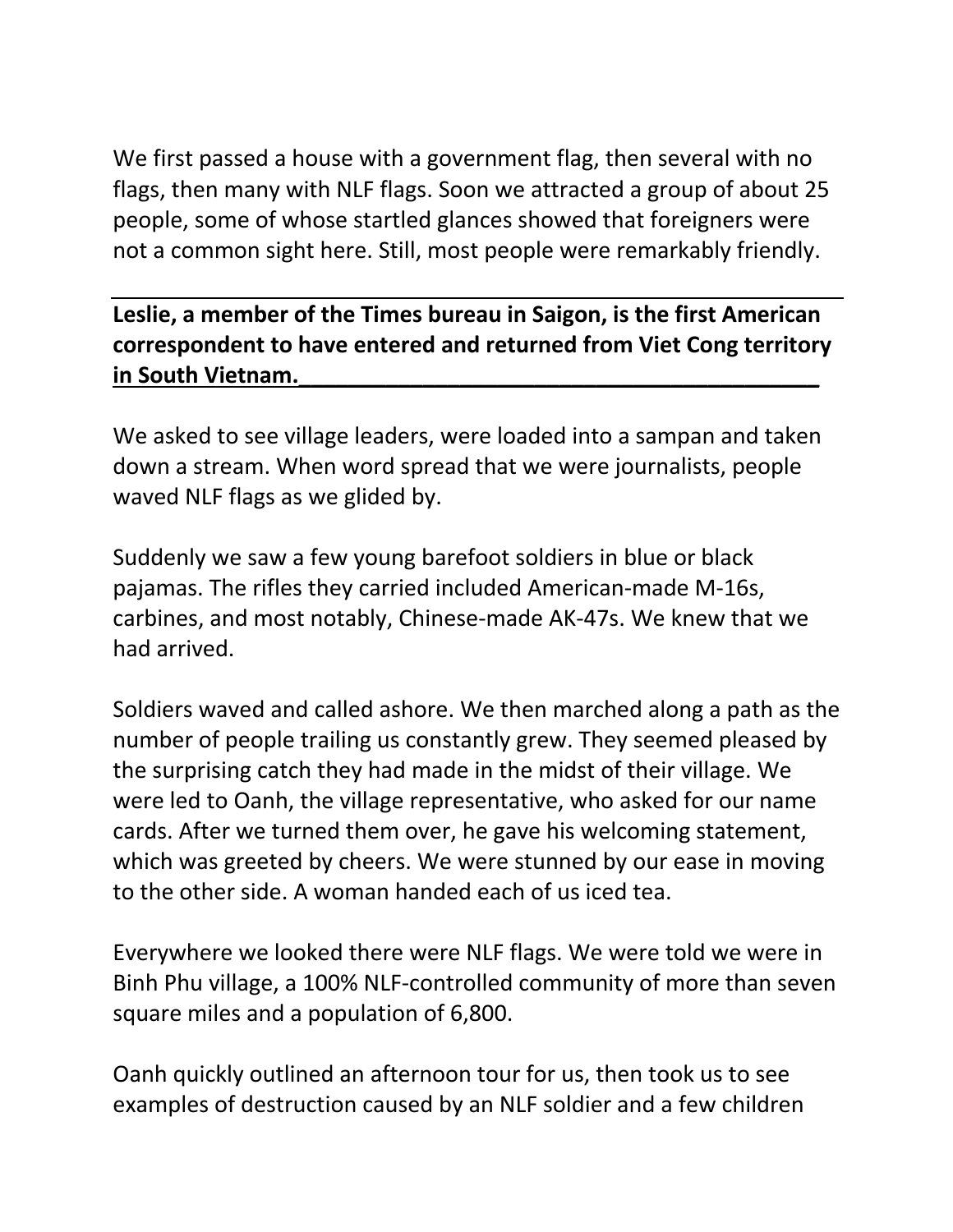We first passed a house with a government flag, then several with no flags, then many with NLF flags. Soon we attracted a group of about 25 people, some of whose startled glances showed that foreigners were not a common sight here. Still, most people were remarkably friendly.

---

**Leslie, a member of the Times bureau in Saigon, is the first American correspondent to have entered and returned from Viet Cong territory in South Vietnam.**

---

We asked to see village leaders, were loaded into a sampan and taken down a stream. When word spread that we were journalists, people waved NLF flags as we glided by.

Suddenly we saw a few young barefoot soldiers in blue or black pajamas. The rifles they carried included American-made M-16s, carbines, and most notably, Chinese-made AK-47s. We knew that we had arrived.

Soldiers waved and called ashore. We then marched along a path as the number of people trailing us constantly grew. They seemed pleased by the surprising catch they had made in the midst of their village. We were led to Oanh, the village representative, who asked for our name cards. After we turned them over, he gave his welcoming statement, which was greeted by cheers. We were stunned by our ease in moving to the other side. A woman handed each of us iced tea.

Everywhere we looked there were NLF flags. We were told we were in Binh Phu village, a 100% NLF-controlled community of more than seven square miles and a population of 6,800.

Oanh quickly outlined an afternoon tour for us, then took us to see examples of destruction caused by an NLF soldier and a few children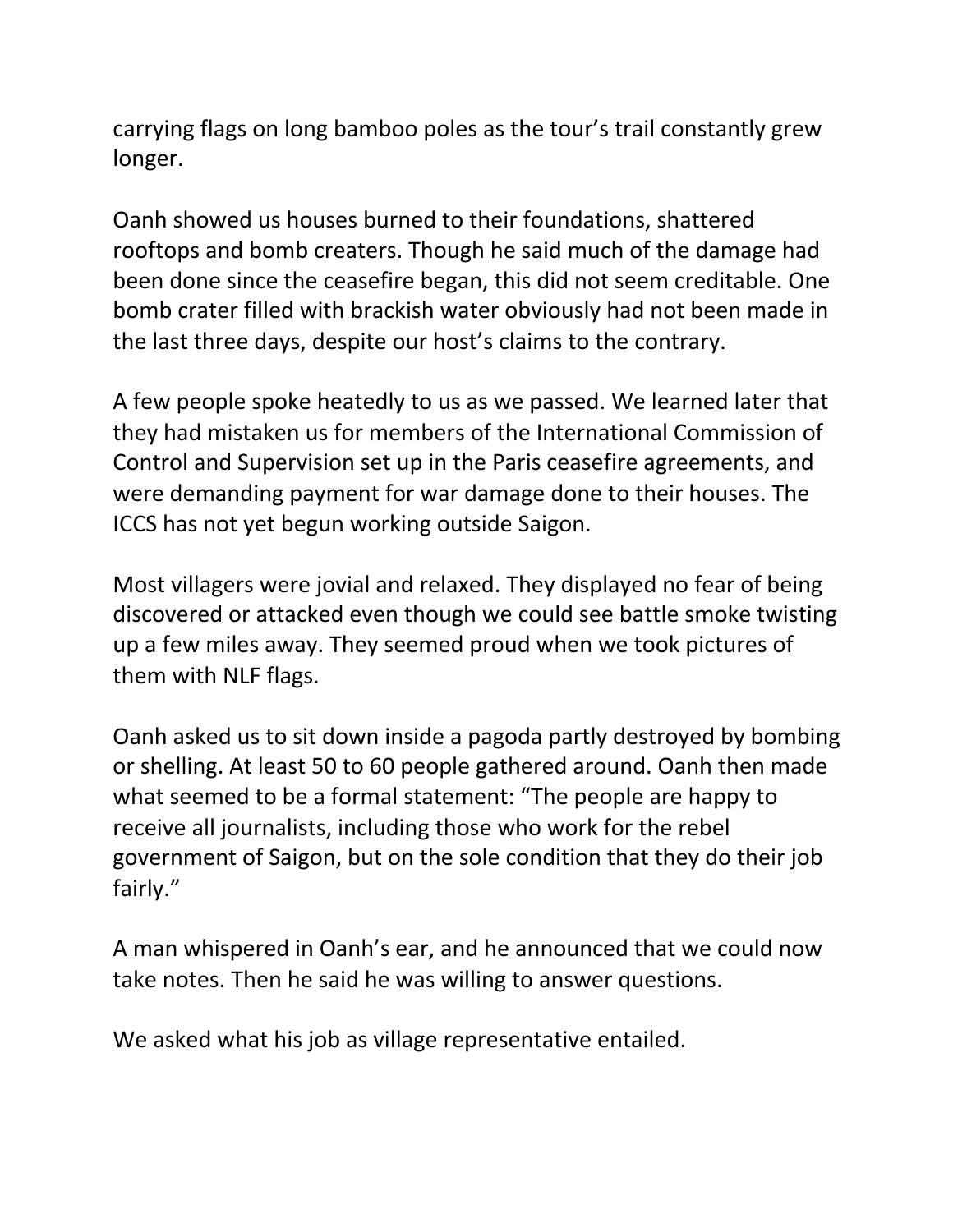carrying flags on long bamboo poles as the tour's trail constantly grew longer.

Oanh showed us houses burned to their foundations, shattered rooftops and bomb creaters. Though he said much of the damage had been done since the ceasefire began, this did not seem creditable. One bomb crater filled with brackish water obviously had not been made in the last three days, despite our host's claims to the contrary.

A few people spoke heatedly to us as we passed. We learned later that they had mistaken us for members of the International Commission of Control and Supervision set up in the Paris ceasefire agreements, and were demanding payment for war damage done to their houses. The ICCS has not yet begun working outside Saigon.

Most villagers were jovial and relaxed. They displayed no fear of being discovered or attacked even though we could see battle smoke twisting up a few miles away. They seemed proud when we took pictures of them with NLF flags.

Oanh asked us to sit down inside a pagoda partly destroyed by bombing or shelling. At least 50 to 60 people gathered around. Oanh then made what seemed to be a formal statement: "The people are happy to receive all journalists, including those who work for the rebel government of Saigon, but on the sole condition that they do their job fairly."

A man whispered in Oanh's ear, and he announced that we could now take notes. Then he said he was willing to answer questions.

We asked what his job as village representative entailed.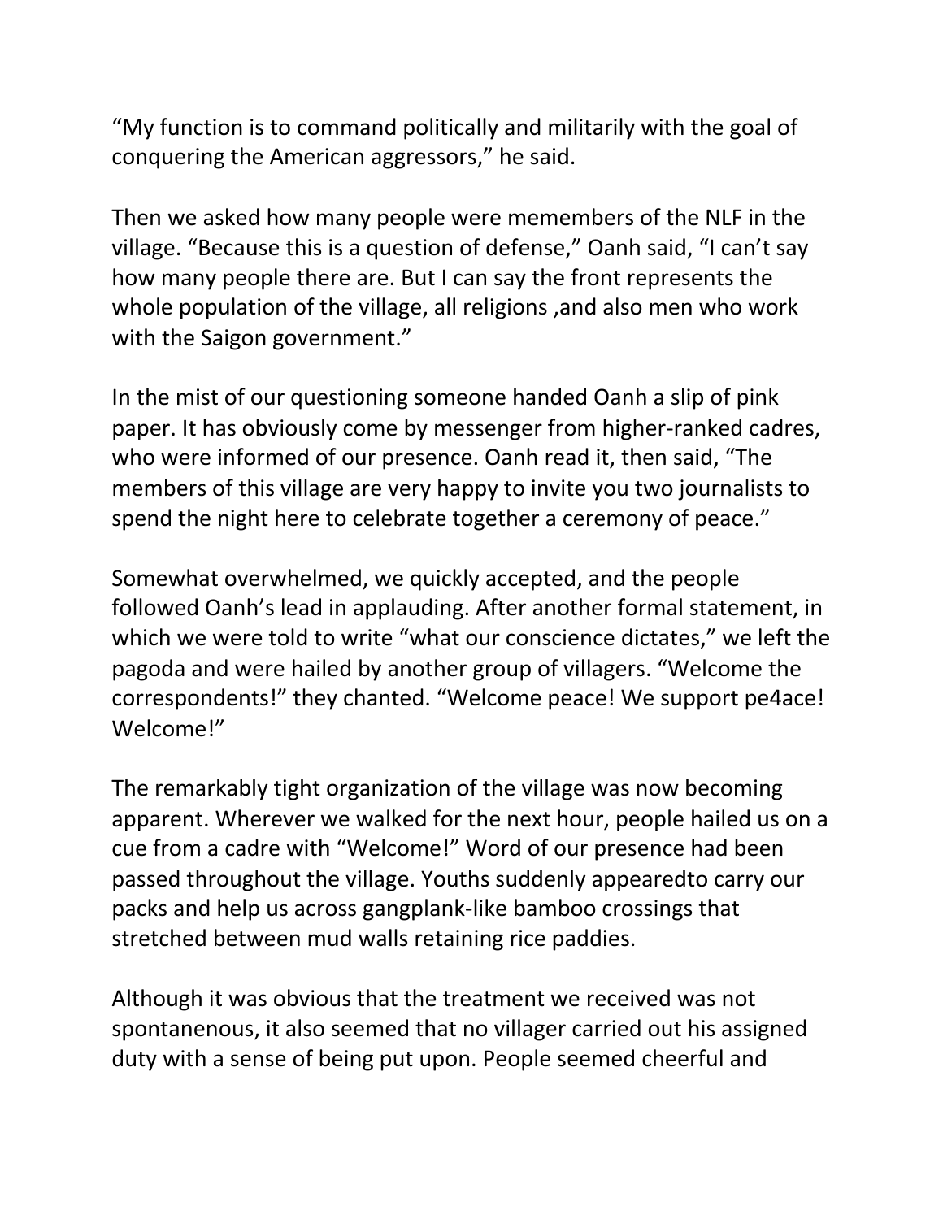"My function is to command politically and militarily with the goal of conquering the American aggressors," he said.

Then we asked how many people were memembers of the NLF in the village. "Because this is a question of defense," Oanh said, "I can't say how many people there are. But I can say the front represents the whole population of the village, all religions ,and also men who work with the Saigon government."

In the mist of our questioning someone handed Oanh a slip of pink paper. It has obviously come by messenger from higher-ranked cadres, who were informed of our presence. Oanh read it, then said, "The members of this village are very happy to invite you two journalists to spend the night here to celebrate together a ceremony of peace."

Somewhat overwhelmed, we quickly accepted, and the people followed Oanh's lead in applauding. After another formal statement, in which we were told to write "what our conscience dictates," we left the pagoda and were hailed by another group of villagers. "Welcome the correspondents!" they chanted. "Welcome peace! We support pe4ace! Welcome!"

The remarkably tight organization of the village was now becoming apparent. Wherever we walked for the next hour, people hailed us on a cue from a cadre with "Welcome!" Word of our presence had been passed throughout the village. Youths suddenly appearedto carry our packs and help us across gangplank-like bamboo crossings that stretched between mud walls retaining rice paddies.

Although it was obvious that the treatment we received was not spontanenous, it also seemed that no villager carried out his assigned duty with a sense of being put upon. People seemed cheerful and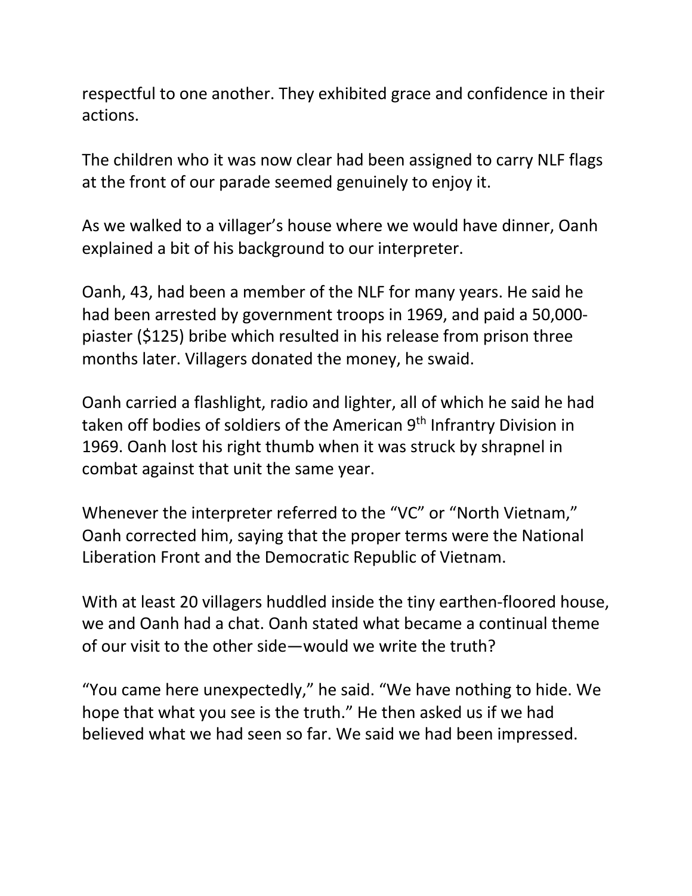respectful to one another. They exhibited grace and confidence in their actions.

The children who it was now clear had been assigned to carry NLF flags at the front of our parade seemed genuinely to enjoy it.

As we walked to a villager's house where we would have dinner, Oanh explained a bit of his background to our interpreter.

Oanh, 43, had been a member of the NLF for many years. He said he had been arrested by government troops in 1969, and paid a 50,000-piaster ($125) bribe which resulted in his release from prison three months later. Villagers donated the money, he swaid.

Oanh carried a flashlight, radio and lighter, all of which he said he had taken off bodies of soldiers of the American 9th Infrantry Division in 1969. Oanh lost his right thumb when it was struck by shrapnel in combat against that unit the same year.

Whenever the interpreter referred to the "VC" or "North Vietnam," Oanh corrected him, saying that the proper terms were the National Liberation Front and the Democratic Republic of Vietnam.

With at least 20 villagers huddled inside the tiny earthen-floored house, we and Oanh had a chat. Oanh stated what became a continual theme of our visit to the other side—would we write the truth?

"You came here unexpectedly," he said. "We have nothing to hide. We hope that what you see is the truth." He then asked us if we had believed what we had seen so far. We said we had been impressed.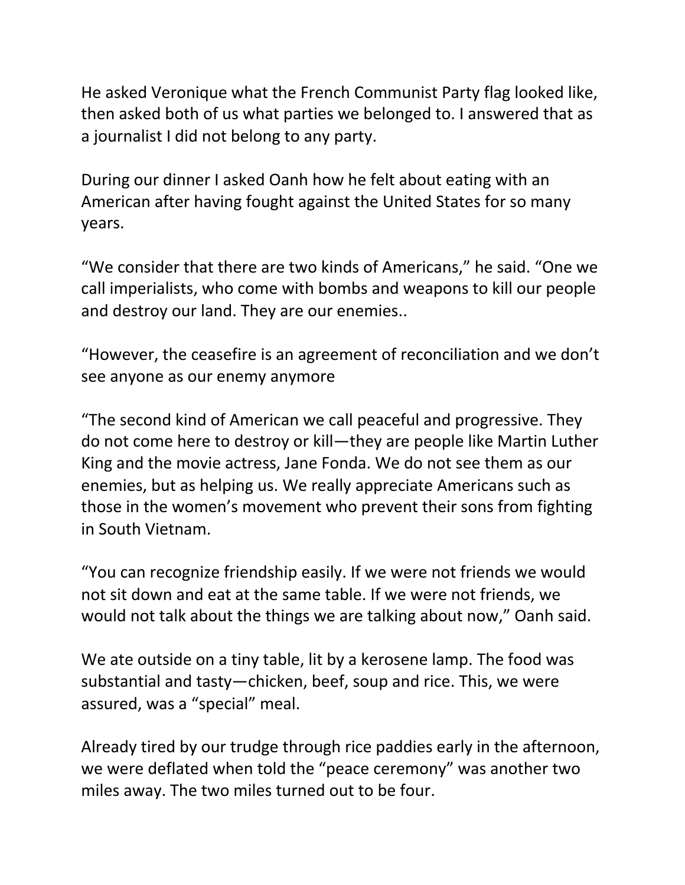He asked Veronique what the French Communist Party flag looked like, then asked both of us what parties we belonged to. I answered that as a journalist I did not belong to any party.

During our dinner I asked Oanh how he felt about eating with an American after having fought against the United States for so many years.

“We consider that there are two kinds of Americans,” he said. “One we call imperialists, who come with bombs and weapons to kill our people and destroy our land. They are our enemies..

“However, the ceasefire is an agreement of reconciliation and we don’t see anyone as our enemy anymore

“The second kind of American we call peaceful and progressive. They do not come here to destroy or kill—they are people like Martin Luther King and the movie actress, Jane Fonda. We do not see them as our enemies, but as helping us. We really appreciate Americans such as those in the women’s movement who prevent their sons from fighting in South Vietnam.

“You can recognize friendship easily. If we were not friends we would not sit down and eat at the same table. If we were not friends, we would not talk about the things we are talking about now,” Oanh said.

We ate outside on a tiny table, lit by a kerosene lamp. The food was substantial and tasty—chicken, beef, soup and rice. This, we were assured, was a “special” meal.

Already tired by our trudge through rice paddies early in the afternoon, we were deflated when told the “peace ceremony” was another two miles away. The two miles turned out to be four.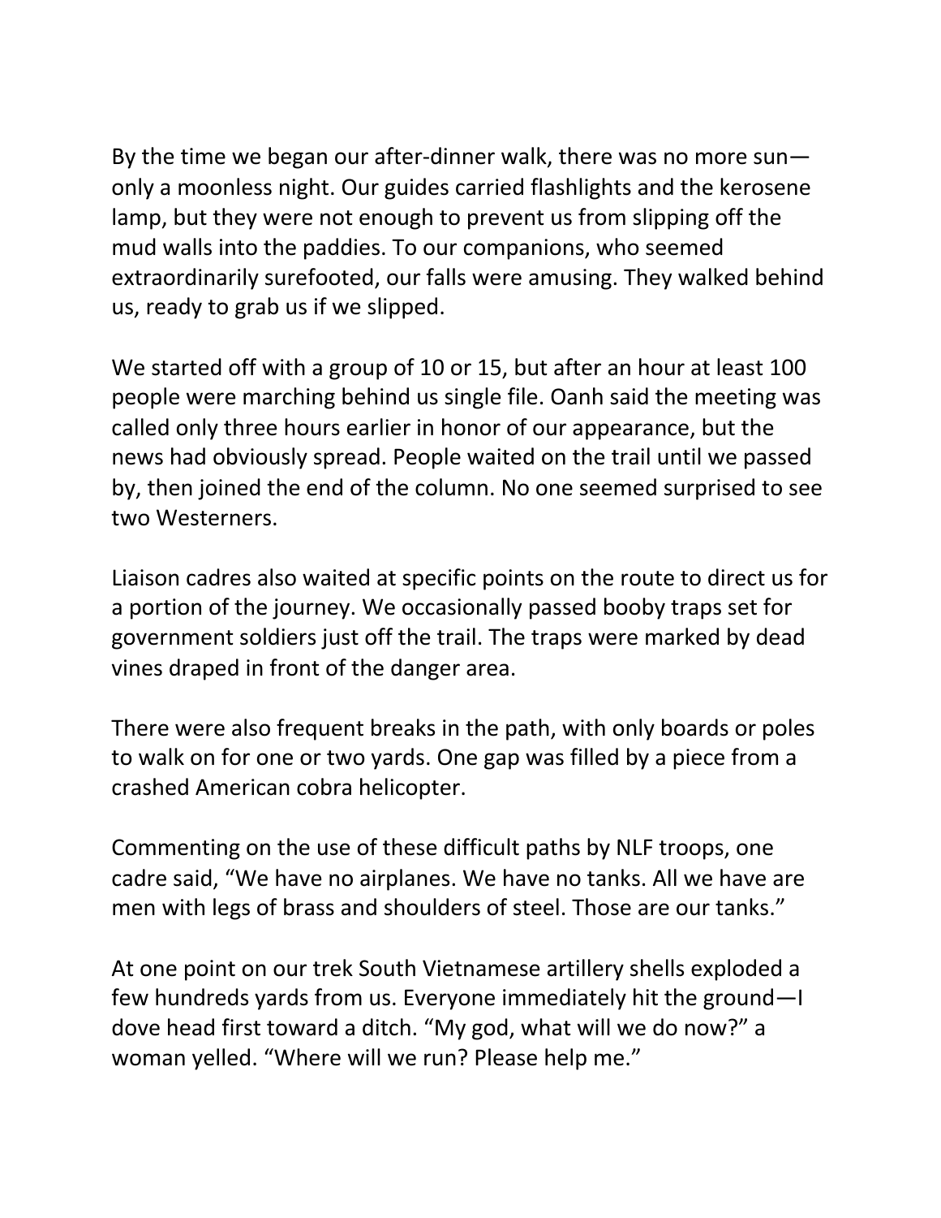By the time we began our after-dinner walk, there was no more sun—only a moonless night. Our guides carried flashlights and the kerosene lamp, but they were not enough to prevent us from slipping off the mud walls into the paddies. To our companions, who seemed extraordinarily surefooted, our falls were amusing. They walked behind us, ready to grab us if we slipped.

We started off with a group of 10 or 15, but after an hour at least 100 people were marching behind us single file. Oanh said the meeting was called only three hours earlier in honor of our appearance, but the news had obviously spread. People waited on the trail until we passed by, then joined the end of the column. No one seemed surprised to see two Westerners.

Liaison cadres also waited at specific points on the route to direct us for a portion of the journey. We occasionally passed booby traps set for government soldiers just off the trail. The traps were marked by dead vines draped in front of the danger area.

There were also frequent breaks in the path, with only boards or poles to walk on for one or two yards. One gap was filled by a piece from a crashed American cobra helicopter.

Commenting on the use of these difficult paths by NLF troops, one cadre said, “We have no airplanes. We have no tanks. All we have are men with legs of brass and shoulders of steel. Those are our tanks.”

At one point on our trek South Vietnamese artillery shells exploded a few hundreds yards from us. Everyone immediately hit the ground—I dove head first toward a ditch. “My god, what will we do now?” a woman yelled. “Where will we run? Please help me.”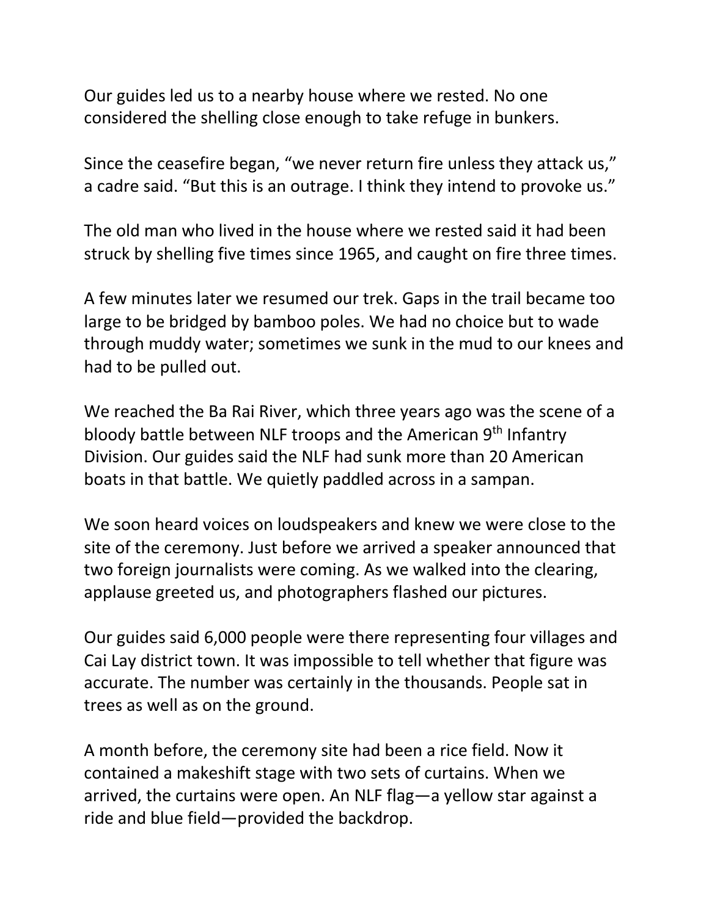Our guides led us to a nearby house where we rested. No one considered the shelling close enough to take refuge in bunkers.

Since the ceasefire began, "we never return fire unless they attack us," a cadre said. "But this is an outrage. I think they intend to provoke us."

The old man who lived in the house where we rested said it had been struck by shelling five times since 1965, and caught on fire three times.

A few minutes later we resumed our trek. Gaps in the trail became too large to be bridged by bamboo poles. We had no choice but to wade through muddy water; sometimes we sunk in the mud to our knees and had to be pulled out.

We reached the Ba Rai River, which three years ago was the scene of a bloody battle between NLF troops and the American 9th Infantry Division. Our guides said the NLF had sunk more than 20 American boats in that battle. We quietly paddled across in a sampan.

We soon heard voices on loudspeakers and knew we were close to the site of the ceremony. Just before we arrived a speaker announced that two foreign journalists were coming. As we walked into the clearing, applause greeted us, and photographers flashed our pictures.

Our guides said 6,000 people were there representing four villages and Cai Lay district town. It was impossible to tell whether that figure was accurate. The number was certainly in the thousands. People sat in trees as well as on the ground.

A month before, the ceremony site had been a rice field. Now it contained a makeshift stage with two sets of curtains. When we arrived, the curtains were open. An NLF flag—a yellow star against a ride and blue field—provided the backdrop.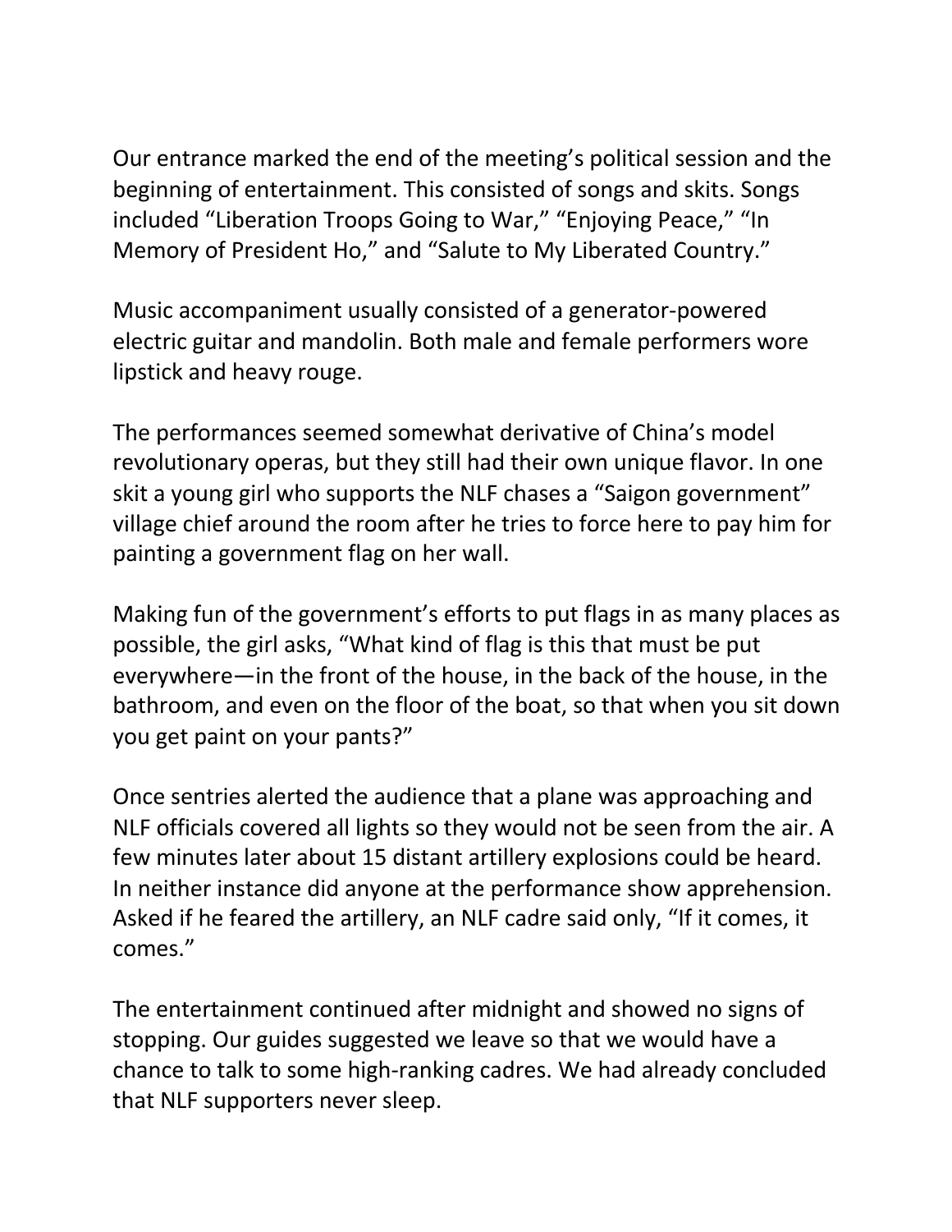Our entrance marked the end of the meeting's political session and the beginning of entertainment. This consisted of songs and skits. Songs included "Liberation Troops Going to War," "Enjoying Peace," "In Memory of President Ho," and "Salute to My Liberated Country."

Music accompaniment usually consisted of a generator-powered electric guitar and mandolin. Both male and female performers wore lipstick and heavy rouge.

The performances seemed somewhat derivative of China's model revolutionary operas, but they still had their own unique flavor. In one skit a young girl who supports the NLF chases a "Saigon government" village chief around the room after he tries to force here to pay him for painting a government flag on her wall.

Making fun of the government's efforts to put flags in as many places as possible, the girl asks, "What kind of flag is this that must be put everywhere—in the front of the house, in the back of the house, in the bathroom, and even on the floor of the boat, so that when you sit down you get paint on your pants?"

Once sentries alerted the audience that a plane was approaching and NLF officials covered all lights so they would not be seen from the air. A few minutes later about 15 distant artillery explosions could be heard. In neither instance did anyone at the performance show apprehension. Asked if he feared the artillery, an NLF cadre said only, "If it comes, it comes."

The entertainment continued after midnight and showed no signs of stopping. Our guides suggested we leave so that we would have a chance to talk to some high-ranking cadres. We had already concluded that NLF supporters never sleep.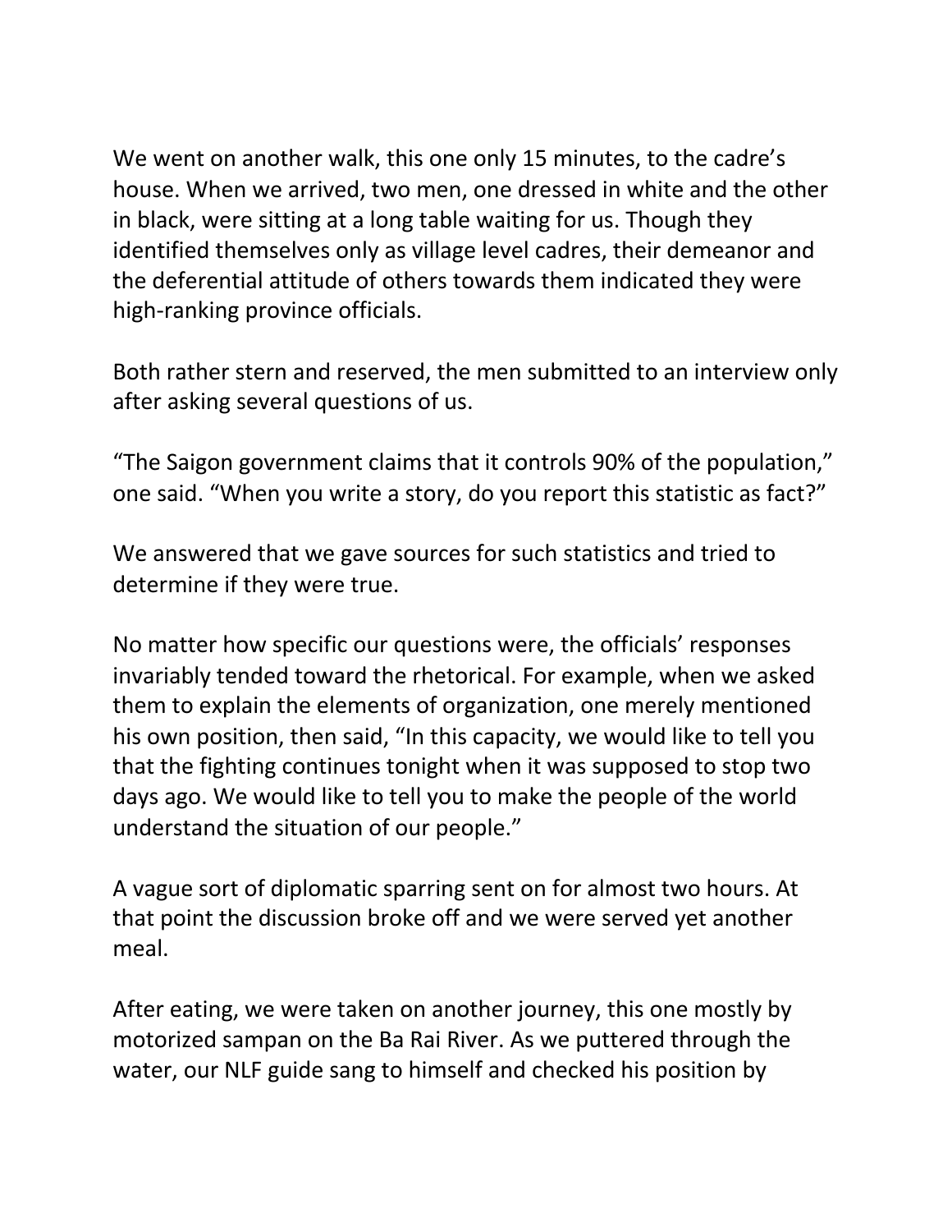We went on another walk, this one only 15 minutes, to the cadre's house. When we arrived, two men, one dressed in white and the other in black, were sitting at a long table waiting for us. Though they identified themselves only as village level cadres, their demeanor and the deferential attitude of others towards them indicated they were high-ranking province officials.

Both rather stern and reserved, the men submitted to an interview only after asking several questions of us.

"The Saigon government claims that it controls 90% of the population," one said. "When you write a story, do you report this statistic as fact?"

We answered that we gave sources for such statistics and tried to determine if they were true.

No matter how specific our questions were, the officials' responses invariably tended toward the rhetorical. For example, when we asked them to explain the elements of organization, one merely mentioned his own position, then said, "In this capacity, we would like to tell you that the fighting continues tonight when it was supposed to stop two days ago. We would like to tell you to make the people of the world understand the situation of our people."

A vague sort of diplomatic sparring sent on for almost two hours. At that point the discussion broke off and we were served yet another meal.

After eating, we were taken on another journey, this one mostly by motorized sampan on the Ba Rai River. As we puttered through the water, our NLF guide sang to himself and checked his position by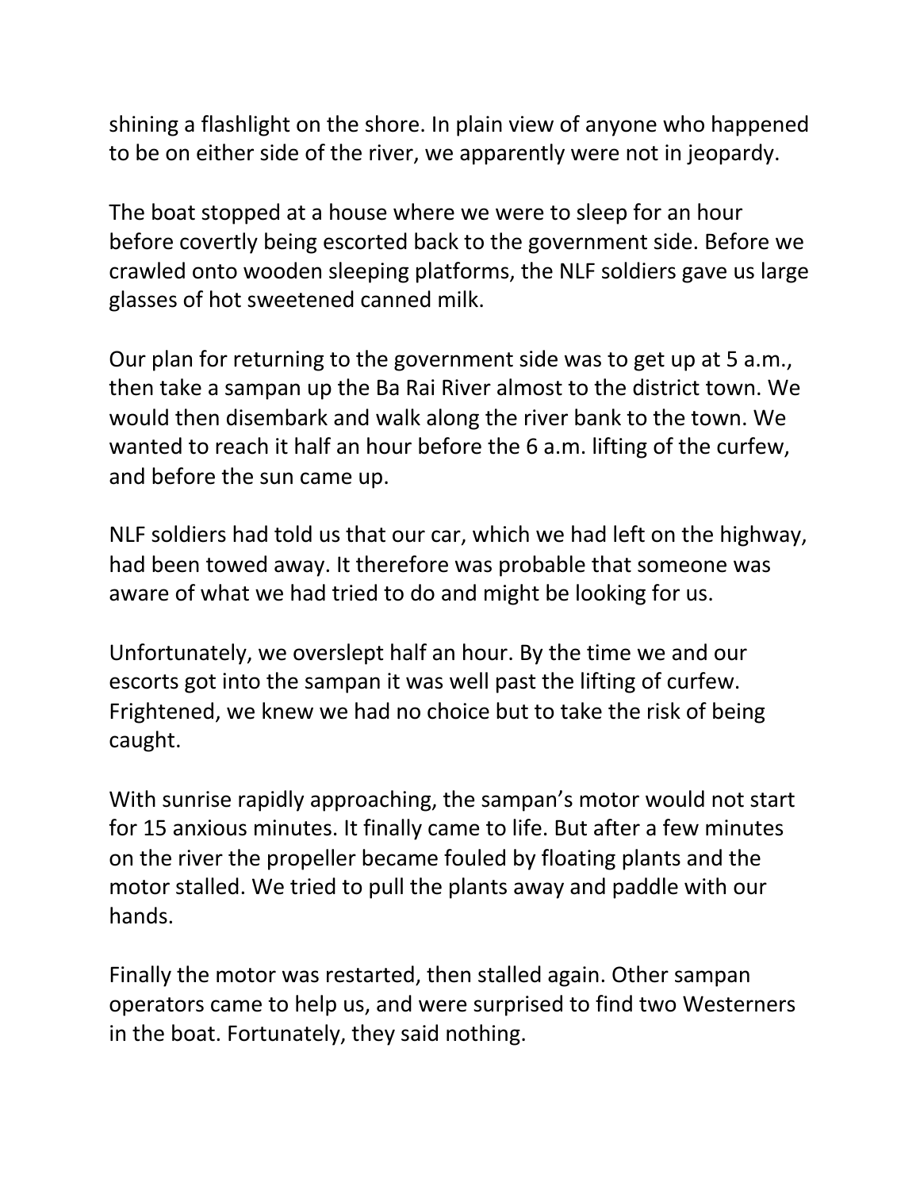shining a flashlight on the shore. In plain view of anyone who happened to be on either side of the river, we apparently were not in jeopardy.

The boat stopped at a house where we were to sleep for an hour before covertly being escorted back to the government side. Before we crawled onto wooden sleeping platforms, the NLF soldiers gave us large glasses of hot sweetened canned milk.

Our plan for returning to the government side was to get up at 5 a.m., then take a sampan up the Ba Rai River almost to the district town. We would then disembark and walk along the river bank to the town. We wanted to reach it half an hour before the 6 a.m. lifting of the curfew, and before the sun came up.

NLF soldiers had told us that our car, which we had left on the highway, had been towed away. It therefore was probable that someone was aware of what we had tried to do and might be looking for us.

Unfortunately, we overslept half an hour. By the time we and our escorts got into the sampan it was well past the lifting of curfew. Frightened, we knew we had no choice but to take the risk of being caught.

With sunrise rapidly approaching, the sampan's motor would not start for 15 anxious minutes. It finally came to life. But after a few minutes on the river the propeller became fouled by floating plants and the motor stalled. We tried to pull the plants away and paddle with our hands.

Finally the motor was restarted, then stalled again. Other sampan operators came to help us, and were surprised to find two Westerners in the boat. Fortunately, they said nothing.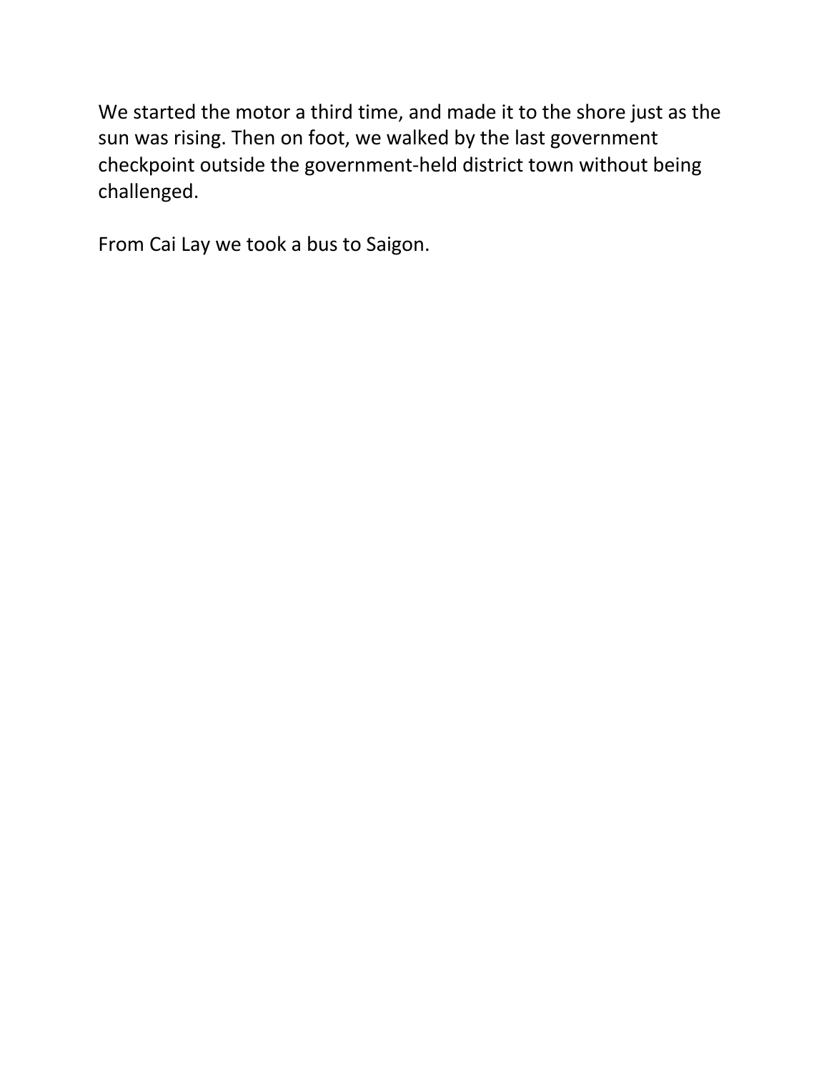We started the motor a third time, and made it to the shore just as the sun was rising. Then on foot, we walked by the last government checkpoint outside the government-held district town without being challenged.

From Cai Lay we took a bus to Saigon.